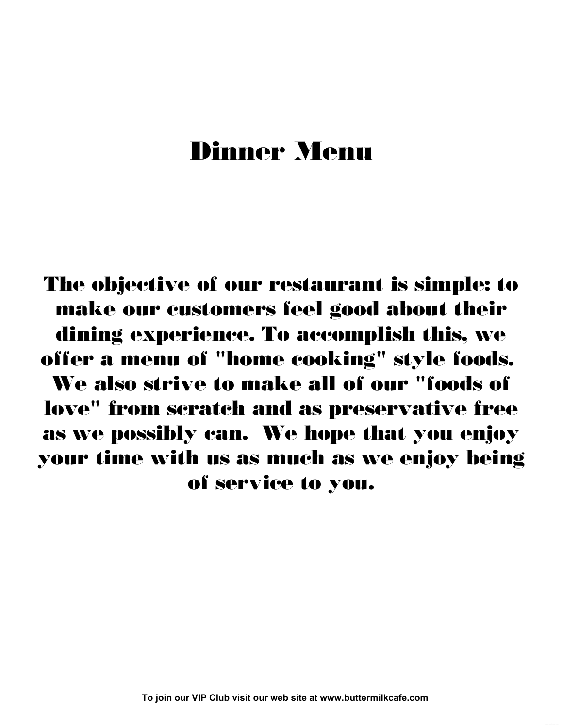# Dinner Menu

**The objective of our restaurant is simple: to make our customers feel good about their dining experience. To accomplish this, we offer a menu of "home cooking" style foods. We also strive to make all of our "foods of love" from scratch and as preservative free as we possibly can. We hope that you enjoy your time with us as much as we enjoy being of service to you.**

**To join our VIP Club visit our web site at www.buttermilkcafe.com**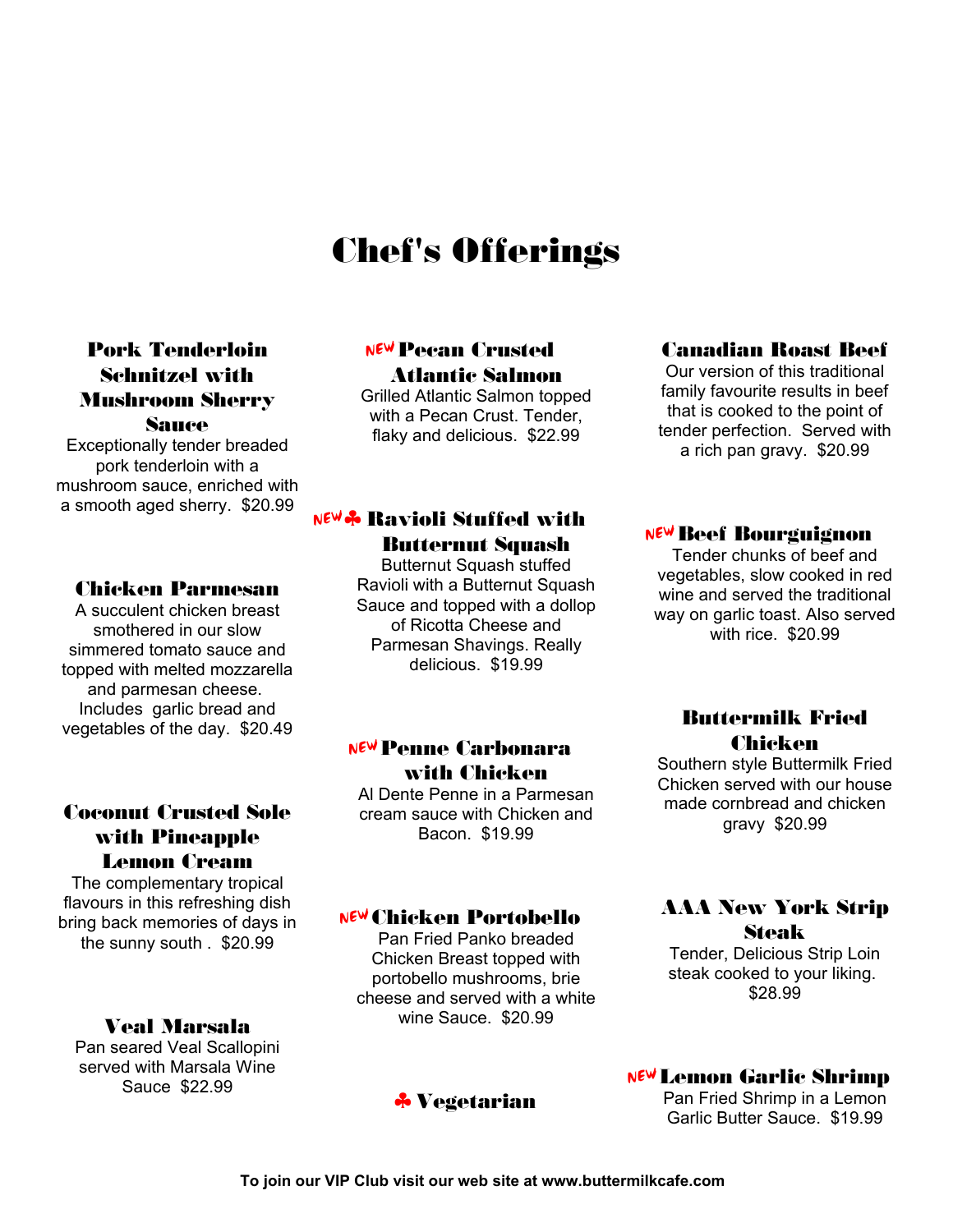# Chef's Offerings

### Pork Tenderloin Schnitzel with Mushroom Sherry Sauce

Exceptionally tender breaded pork tenderloin with a mushroom sauce, enriched with a smooth aged sherry. $20.99

### Chicken Parmesan

A succulent chicken breast smothered in our slow simmered tomato sauce and topped with melted mozzarella and parmesan cheese. Includes garlic bread and vegetables of the day. $20.49

### Coconut Crusted Sole with Pineapple Lemon Cream

The complementary tropical flavours in this refreshing dish bring back memories of days in the sunny south . $20.99

### Veal Marsala

Pan seared Veal Scallopini served with Marsala Wine Sauce $22.99

### NEW Pecan Crusted Atlantic Salmon

Grilled Atlantic Salmon topped with a Pecan Crust. Tender, flaky and delicious. $22.99

### NEW ♣ Ravioli Stuffed with Butternut Squash

Butternut Squash stuffed Ravioli with a Butternut Squash Sauce and topped with a dollop of Ricotta Cheese and Parmesan Shavings. Really delicious. $19.99

### NEW Penne Carbonara with Chicken

Al Dente Penne in a Parmesan cream sauce with Chicken and Bacon. $19.99

### NEW Chicken Portobello

Pan Fried Panko breaded Chicken Breast topped with portobello mushrooms, brie cheese and served with a white wine Sauce. $20.99

### Canadian Roast Beef

Our version of this traditional family favourite results in beef that is cooked to the point of tender perfection. Served with a rich pan gravy. $20.99

### NEW Beef Bourguignon

Tender chunks of beef and vegetables, slow cooked in red wine and served the traditional way on garlic toast. Also served with rice. $20.99

### Buttermilk Fried Chicken

Southern style Buttermilk Fried Chicken served with our house made cornbread and chicken gravy $20.99

### AAA New York Strip Steak

Tender, Delicious Strip Loin steak cooked to your liking. $28.99

### NEW Lemon Garlic Shrimp

Pan Fried Shrimp in a Lemon Garlic Butter Sauce. $19.99

♣ Vegetarian

**To join our VIP Club visit our web site at www.buttermilkcafe.com**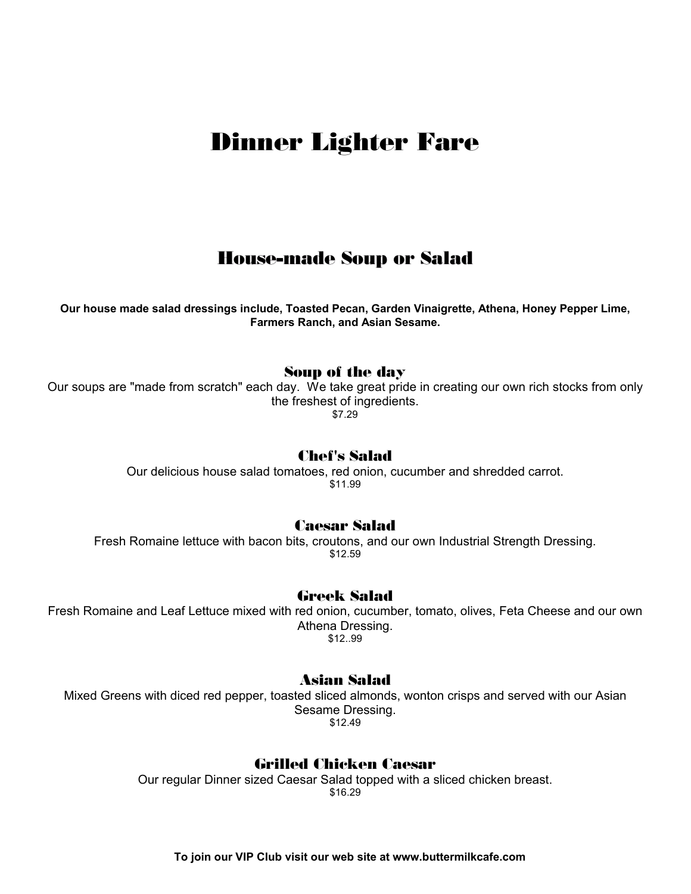# Dinner Lighter Fare

## House-made Soup or Salad

**Our house made salad dressings include, Toasted Pecan, Garden Vinaigrette, Athena, Honey Pepper Lime, Farmers Ranch, and Asian Sesame.**

### Soup of the day

Our soups are "made from scratch" each day.  We take great pride in creating our own rich stocks from only the freshest of ingredients.

$7.29

### Chef's Salad

Our delicious house salad tomatoes, red onion, cucumber and shredded carrot.

$11.99

### Caesar Salad

Fresh Romaine lettuce with bacon bits, croutons, and our own Industrial Strength Dressing.

$12.59

### Greek Salad

Fresh Romaine and Leaf Lettuce mixed with red onion, cucumber, tomato, olives, Feta Cheese and our own Athena Dressing.

$12..99

### Asian Salad

Mixed Greens with diced red pepper, toasted sliced almonds, wonton crisps and served with our Asian Sesame Dressing.

$12.49

### Grilled Chicken Caesar

Our regular Dinner sized Caesar Salad topped with a sliced chicken breast.

$16.29

**To join our VIP Club visit our web site at www.buttermilkcafe.com**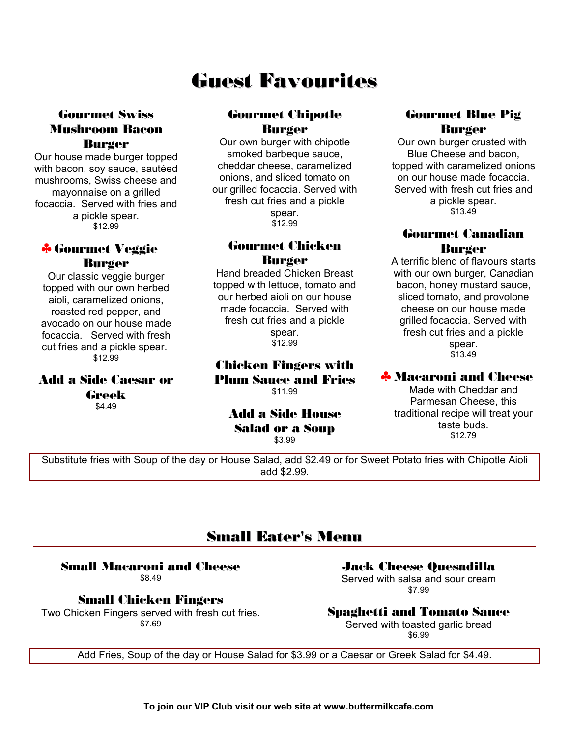# Guest Favourites

### Gourmet Swiss Mushroom Bacon Burger

Our house made burger topped with bacon, soy sauce, sautéed mushrooms, Swiss cheese and mayonnaise on a grilled focaccia. Served with fries and a pickle spear.

$12.99

### ♣ Gourmet Veggie Burger

Our classic veggie burger topped with our own herbed aioli, caramelized onions, roasted red pepper, and avocado on our house made focaccia. Served with fresh cut fries and a pickle spear.

$12.99

### Add a Side Caesar or Greek

$4.49

### Gourmet Chipotle Burger

Our own burger with chipotle smoked barbeque sauce, cheddar cheese, caramelized onions, and sliced tomato on our grilled focaccia. Served with fresh cut fries and a pickle spear.

$12.99

### Gourmet Chicken Burger

Hand breaded Chicken Breast topped with lettuce, tomato and our herbed aioli on our house made focaccia. Served with fresh cut fries and a pickle spear.

$12.99

### Chicken Fingers with Plum Sauce and Fries

$11.99

### Add a Side House Salad or a Soup

$3.99

### Gourmet Blue Pig Burger

Our own burger crusted with Blue Cheese and bacon, topped with caramelized onions on our house made focaccia. Served with fresh cut fries and a pickle spear.

$13.49

### Gourmet Canadian Burger

A terrific blend of flavours starts with our own burger, Canadian bacon, honey mustard sauce, sliced tomato, and provolone cheese on our house made grilled focaccia. Served with fresh cut fries and a pickle spear.

$13.49

### ♣ Macaroni and Cheese

Made with Cheddar and Parmesan Cheese, this traditional recipe will treat your taste buds.

$12.79

Substitute fries with Soup of the day or House Salad, add $2.49 or for Sweet Potato fries with Chipotle Aioli add $2.99.

# Small Eater's Menu

### Small Macaroni and Cheese

$8.49

### Small Chicken Fingers

Two Chicken Fingers served with fresh cut fries.

$7.69

### Jack Cheese Quesadilla

Served with salsa and sour cream

$7.99

### Spaghetti and Tomato Sauce

Served with toasted garlic bread

$6.99

Add Fries, Soup of the day or House Salad for $3.99 or a Caesar or Greek Salad for $4.49.

**To join our VIP Club visit our web site at www.buttermilkcafe.com**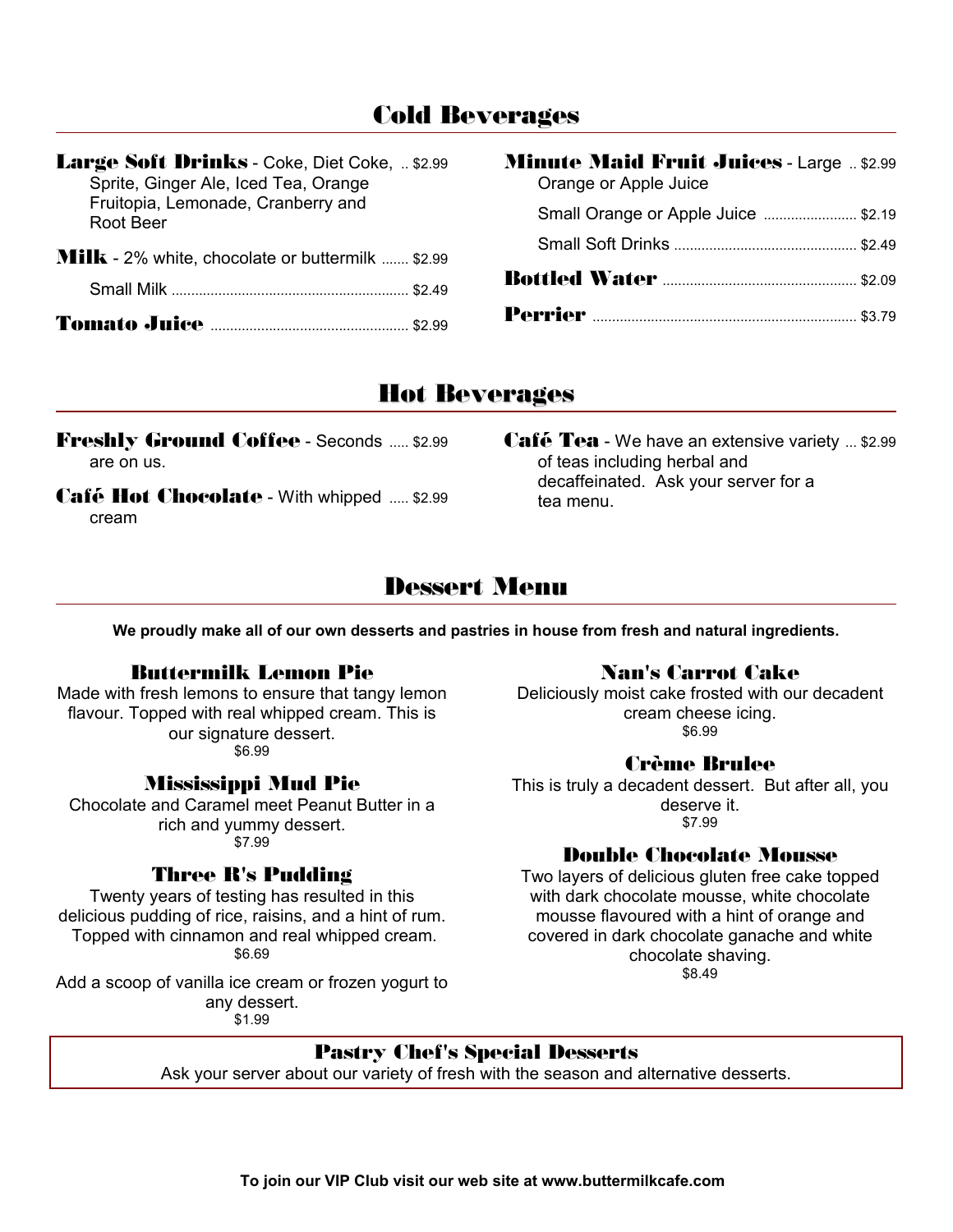## Cold Beverages

**Large Soft Drinks** - Coke, Diet Coke, Sprite, Ginger Ale, Iced Tea, Orange Fruitopia, Lemonade, Cranberry and Root Beer .. $2.99

**Milk** - 2% white, chocolate or buttermilk ....... $2.99

Small Milk ............................................................ $2.49

**Tomato Juice** .................................................. $2.99

**Minute Maid Fruit Juices** - Large Orange or Apple Juice .. $2.99

Small Orange or Apple Juice ........................ $2.19

Small Soft Drinks ............................................... $2.49

**Bottled Water** ................................................. $2.09

**Perrier** ................................................................... $3.79

## Hot Beverages

**Freshly Ground Coffee** - Seconds are on us. ..... $2.99

**Café Hot Chocolate** - With whipped cream ..... $2.99

**Café Tea** - We have an extensive variety of teas including herbal and decaffeinated. Ask your server for a tea menu. ... $2.99

## Dessert Menu

**We proudly make all of our own desserts and pastries in house from fresh and natural ingredients.**

### Buttermilk Lemon Pie

Made with fresh lemons to ensure that tangy lemon flavour. Topped with real whipped cream. This is our signature dessert.
$6.99

### Mississippi Mud Pie

Chocolate and Caramel meet Peanut Butter in a rich and yummy dessert.
$7.99

### Three R's Pudding

Twenty years of testing has resulted in this delicious pudding of rice, raisins, and a hint of rum. Topped with cinnamon and real whipped cream.
$6.69

Add a scoop of vanilla ice cream or frozen yogurt to any dessert.
$1.99

### Nan's Carrot Cake

Deliciously moist cake frosted with our decadent cream cheese icing.
$6.99

### Crème Brulee

This is truly a decadent dessert. But after all, you deserve it.
$7.99

### Double Chocolate Mousse

Two layers of delicious gluten free cake topped with dark chocolate mousse, white chocolate mousse flavoured with a hint of orange and covered in dark chocolate ganache and white chocolate shaving.
$8.49

### Pastry Chef's Special Desserts

Ask your server about our variety of fresh with the season and alternative desserts.

**To join our VIP Club visit our web site at www.buttermilkcafe.com**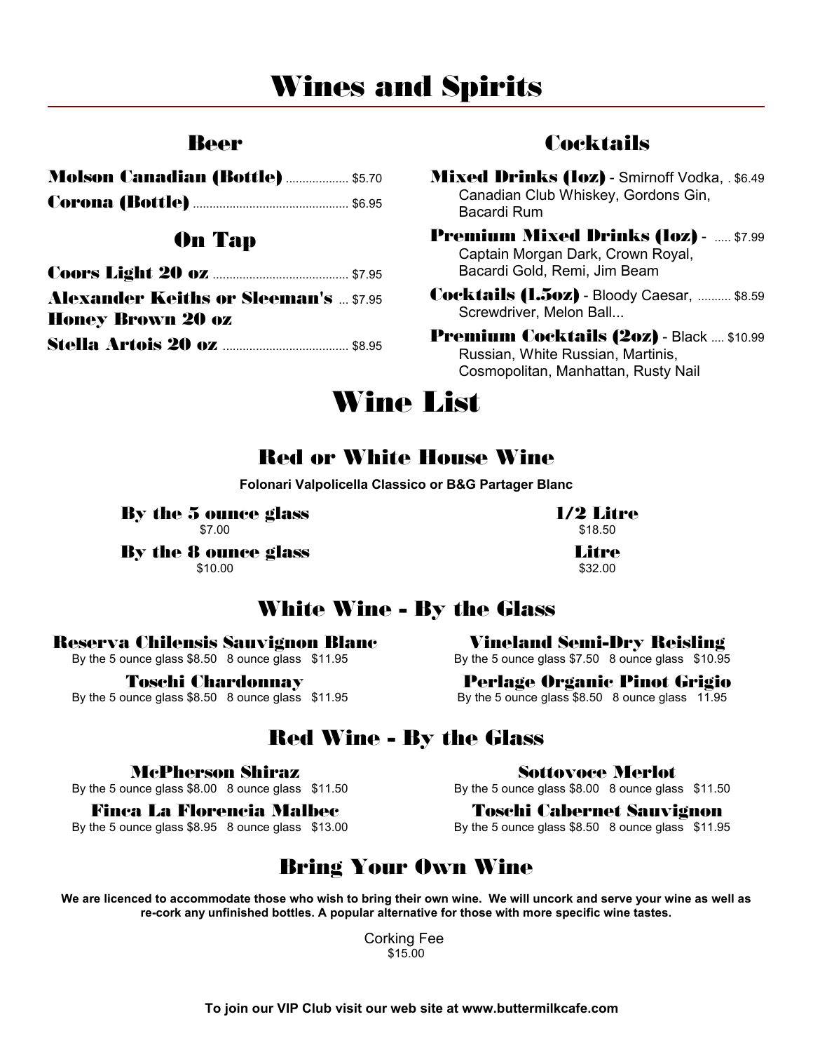# Wines and Spirits

## Beer

**Molson Canadian (Bottle)** .................. $5.70

**Corona (Bottle)** .............................................. $6.95

## On Tap

**Coors Light 20 oz** ........................................ $7.95

**Alexander Keiths or Sleeman's** ... $7.95
**Honey Brown 20 oz**

**Stella Artois 20 oz** ..................................... $8.95

## Cocktails

**Mixed Drinks (1oz)** - Smirnoff Vodka, . $6.49
Canadian Club Whiskey, Gordons Gin, Bacardi Rum

**Premium Mixed Drinks (1oz)** - ..... $7.99
Captain Morgan Dark, Crown Royal, Bacardi Gold, Remi, Jim Beam

**Cocktails (1.5oz)** - Bloody Caesar, .......... $8.59
Screwdriver, Melon Ball...

**Premium Cocktails (2oz)** - Black .... $10.99
Russian, White Russian, Martinis, Cosmopolitan, Manhattan, Rusty Nail

# Wine List

## Red or White House Wine

**Folonari Valpolicella Classico or B&G Partager Blanc**

**By the 5 ounce glass**
$7.00

**By the 8 ounce glass**
$10.00

**1/2 Litre**
$18.50

**Litre**
$32.00

## White Wine - By the Glass

**Reserva Chilensis Sauvignon Blanc**
By the 5 ounce glass $8.50 8 ounce glass $11.95

**Toschi Chardonnay**
By the 5 ounce glass $8.50 8 ounce glass $11.95

**Vineland Semi-Dry Reisling**
By the 5 ounce glass $7.50 8 ounce glass $10.95

**Perlage Organic Pinot Grigio**
By the 5 ounce glass $8.50 8 ounce glass 11.95

## Red Wine - By the Glass

**McPherson Shiraz**
By the 5 ounce glass $8.00 8 ounce glass $11.50

**Finca La Florencia Malbec**
By the 5 ounce glass $8.95 8 ounce glass $13.00

**Sottovoce Merlot**
By the 5 ounce glass $8.00 8 ounce glass $11.50

**Toschi Cabernet Sauvignon**
By the 5 ounce glass $8.50 8 ounce glass $11.95

## Bring Your Own Wine

**We are licenced to accommodate those who wish to bring their own wine. We will uncork and serve your wine as well as re-cork any unfinished bottles. A popular alternative for those with more specific wine tastes.**

Corking Fee
$15.00

**To join our VIP Club visit our web site at www.buttermilkcafe.com**